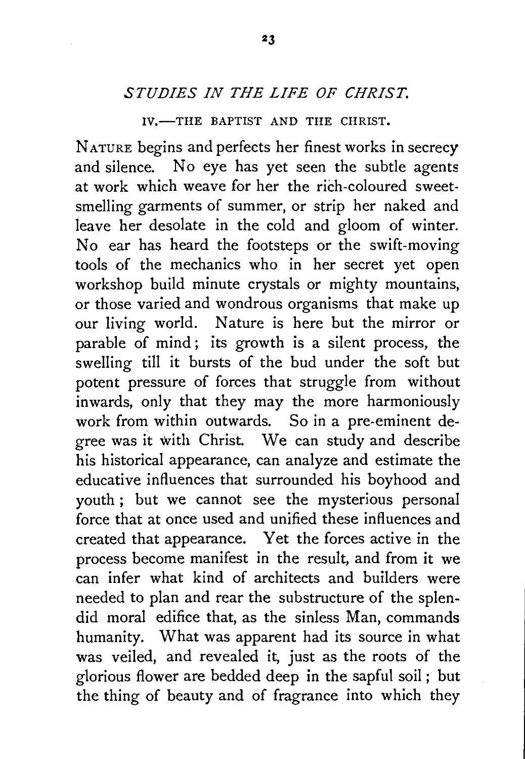## *STUDIES IN THE LIFE OF CHRIST.*

### IV.—THE BAPTIST AND THE CHRIST.

NATURE begins and perfects her finest works in secrecy and silence. No eye has yet seen the subtle agents at work which weave for her the rich-coloured sweet-smelling garments of summer, or strip her naked and leave her desolate in the cold and gloom of winter. No ear has heard the footsteps or the swift-moving tools of the mechanics who in her secret yet open workshop build minute crystals or mighty mountains, or those varied and wondrous organisms that make up our living world. Nature is here but the mirror or parable of mind; its growth is a silent process, the swelling till it bursts of the bud under the soft but potent pressure of forces that struggle from without inwards, only that they may the more harmoniously work from within outwards. So in a pre-eminent degree was it with Christ. We can study and describe his historical appearance, can analyze and estimate the educative influences that surrounded his boyhood and youth; but we cannot see the mysterious personal force that at once used and unified these influences and created that appearance. Yet the forces active in the process become manifest in the result, and from it we can infer what kind of architects and builders were needed to plan and rear the substructure of the splendid moral edifice that, as the sinless Man, commands humanity. What was apparent had its source in what was veiled, and revealed it, just as the roots of the glorious flower are bedded deep in the sapful soil; but the thing of beauty and of fragrance into which they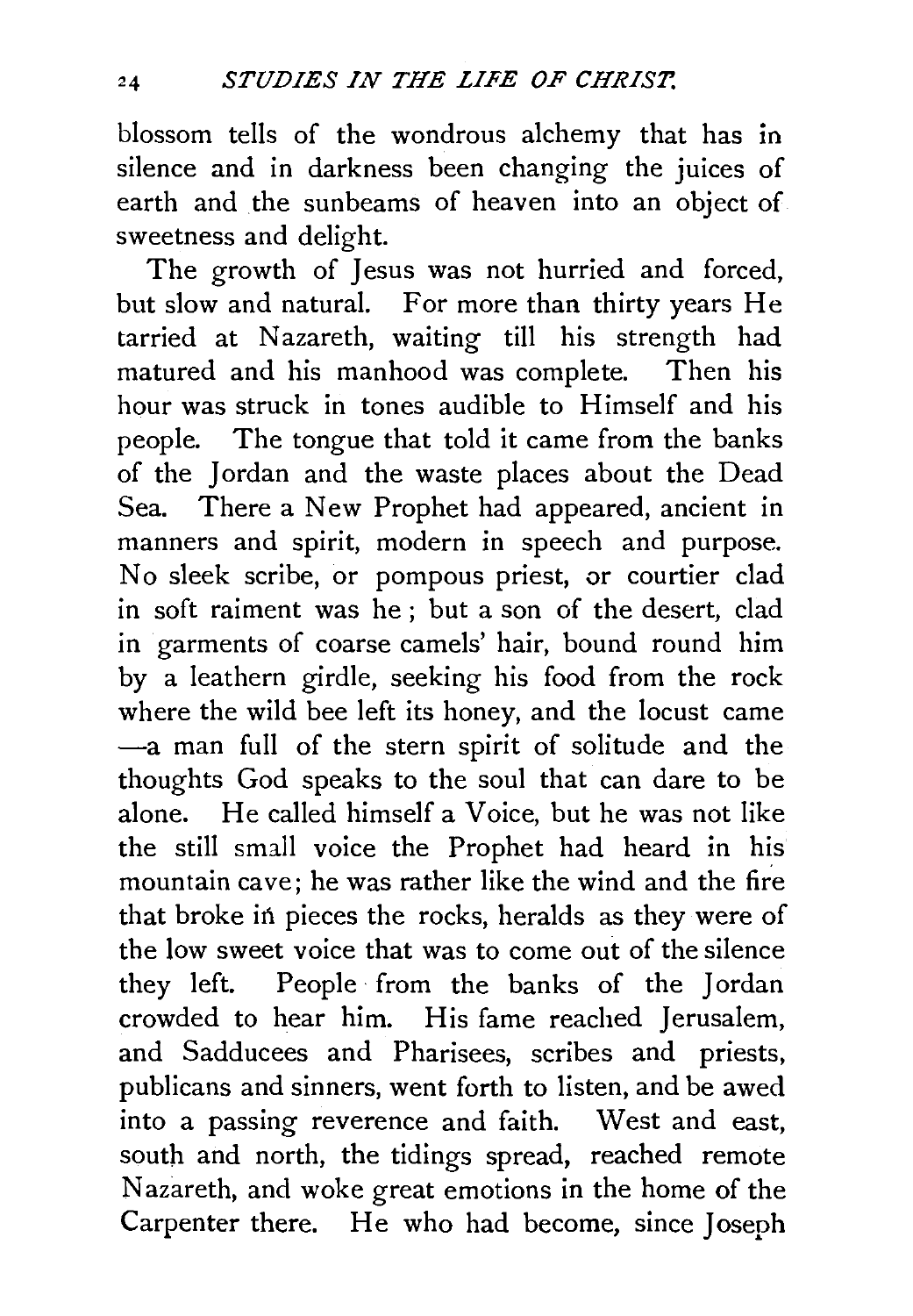blossom tells of the wondrous alchemy that has in silence and in darkness been changing the juices of earth and the sunbeams of heaven into an object of sweetness and delight.

The growth of Jesus was not hurried and forced, but slow and natural. For more than thirty years He tarried at Nazareth, waiting till his strength had matured and his manhood was complete. Then his hour was struck in tones audible to Himself and his people. The tongue that told it came from the banks of the Jordan and the waste places about the Dead Sea. There a New Prophet had appeared, ancient in manners and spirit, modern in speech and purpose. No sleek scribe, or pompous priest, or courtier clad in soft raiment was he; but a son of the desert, clad in garments of coarse camels' hair, bound round him by a leathern girdle, seeking his food from the rock where the wild bee left its honey, and the locust came —a man full of the stern spirit of solitude and the thoughts God speaks to the soul that can dare to be alone. He called himself a Voice, but he was not like the still small voice the Prophet had heard in his mountain cave; he was rather like the wind and the fire that broke in pieces the rocks, heralds as they were of the low sweet voice that was to come out of the silence they left. People from the banks of the Jordan crowded to hear him. His fame reached Jerusalem, and Sadducees and Pharisees, scribes and priests, publicans and sinners, went forth to listen, and be awed into a passing reverence and faith. West and east, south and north, the tidings spread, reached remote Nazareth, and woke great emotions in the home of the Carpenter there. He who had become, since Joseph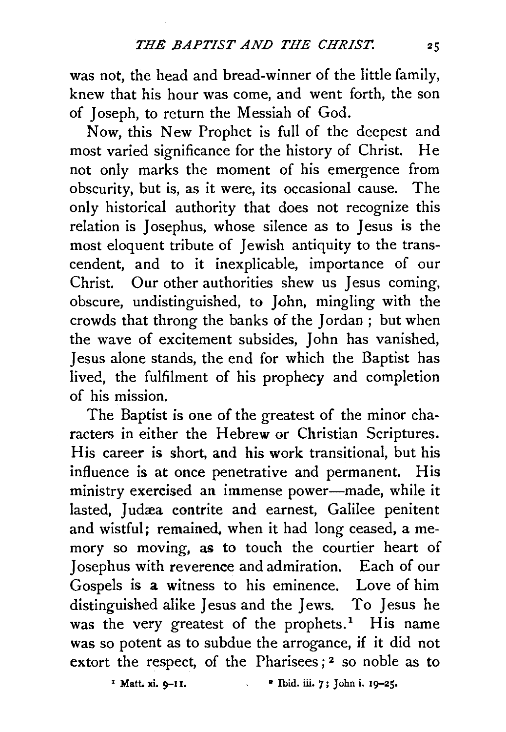was not, the head and bread-winner of the little family, knew that his hour was come, and went forth, the son of Joseph, to return the Messiah of God.

Now, this New Prophet is full of the deepest and most varied significance for the history of Christ. He not only marks the moment of his emergence from obscurity, but is, as it were, its occasional cause. The only historical authority that does not recognize this relation is Josephus, whose silence as to Jesus is the most eloquent tribute of Jewish antiquity to the transcendent, and to it inexplicable, importance of our Christ. Our other authorities shew us Jesus coming, obscure, undistinguished, to John, mingling with the crowds that throng the banks of the Jordan; but when the wave of excitement subsides, John has vanished, Jesus alone stands, the end for which the Baptist has lived, the fulfilment of his prophecy and completion of his mission.

The Baptist is one of the greatest of the minor characters in either the Hebrew or Christian Scriptures. His career is short, and his work transitional, but his influence is at once penetrative and permanent. His ministry exercised an immense power—made, while it lasted, Judæa contrite and earnest, Galilee penitent and wistful; remained, when it had long ceased, a memory so moving, as to touch the courtier heart of Josephus with reverence and admiration. Each of our Gospels is a witness to his eminence. Love of him distinguished alike Jesus and the Jews. To Jesus he was the very greatest of the prophets.[1] His name was so potent as to subdue the arrogance, if it did not extort the respect, of the Pharisees;[2] so noble as to

[1] Matt. xi. 9–11.

[2] Ibid. iii. 7; John i. 19–25.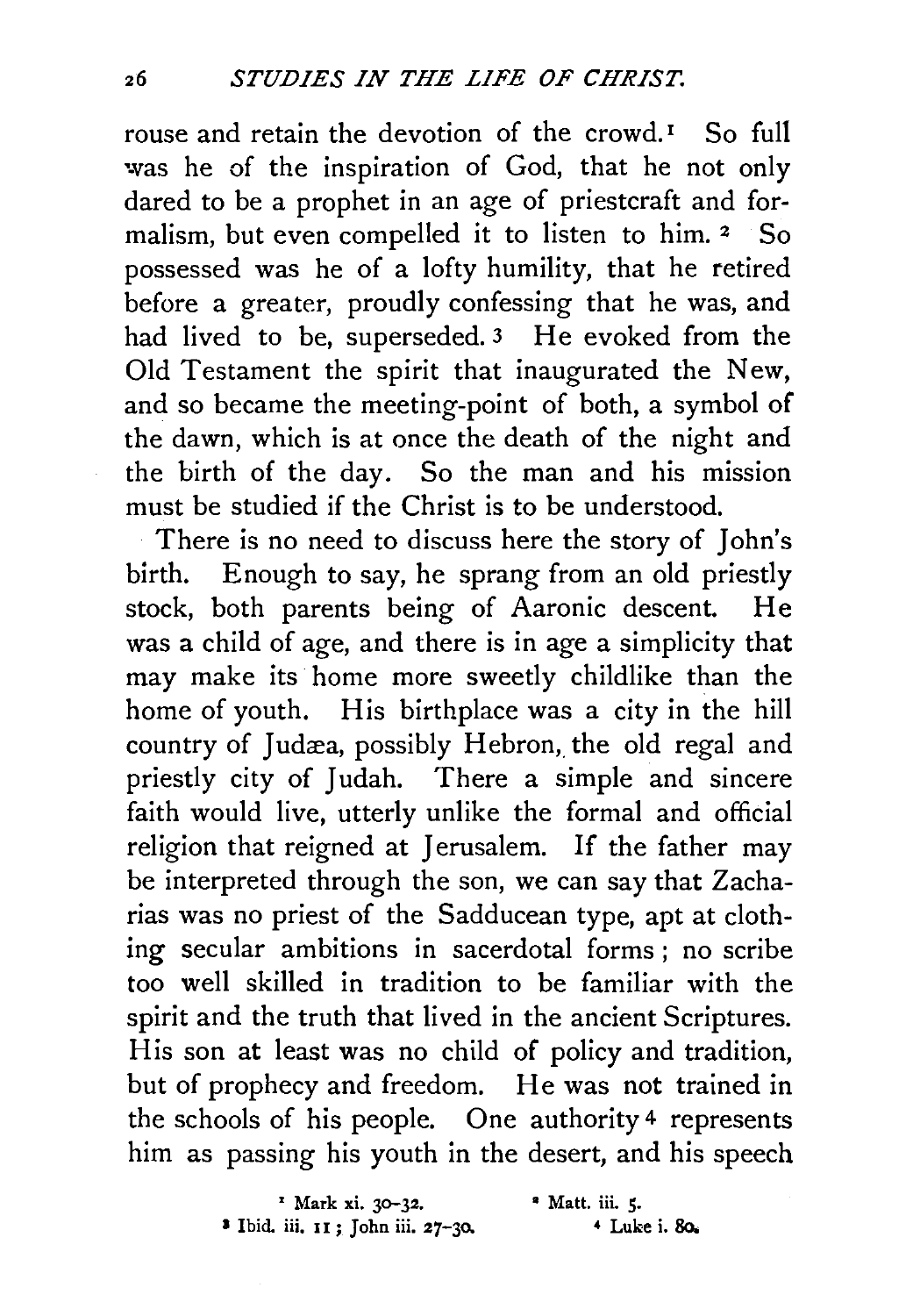rouse and retain the devotion of the crowd.[1] So full was he of the inspiration of God, that he not only dared to be a prophet in an age of priestcraft and formalism, but even compelled it to listen to him.[2] So possessed was he of a lofty humility, that he retired before a greater, proudly confessing that he was, and had lived to be, superseded.[3] He evoked from the Old Testament the spirit that inaugurated the New, and so became the meeting-point of both, a symbol of the dawn, which is at once the death of the night and the birth of the day. So the man and his mission must be studied if the Christ is to be understood.

There is no need to discuss here the story of John's birth. Enough to say, he sprang from an old priestly stock, both parents being of Aaronic descent. He was a child of age, and there is in age a simplicity that may make its home more sweetly childlike than the home of youth. His birthplace was a city in the hill country of Judæa, possibly Hebron, the old regal and priestly city of Judah. There a simple and sincere faith would live, utterly unlike the formal and official religion that reigned at Jerusalem. If the father may be interpreted through the son, we can say that Zacharias was no priest of the Sadducean type, apt at clothing secular ambitions in sacerdotal forms; no scribe too well skilled in tradition to be familiar with the spirit and the truth that lived in the ancient Scriptures. His son at least was no child of policy and tradition, but of prophecy and freedom. He was not trained in the schools of his people. One authority[4] represents him as passing his youth in the desert, and his speech

[1] Mark xi. 30–32.
[2] Matt. iii. 5.
[3] Ibid. iii. 11; John iii. 27–30.
[4] Luke i. 80.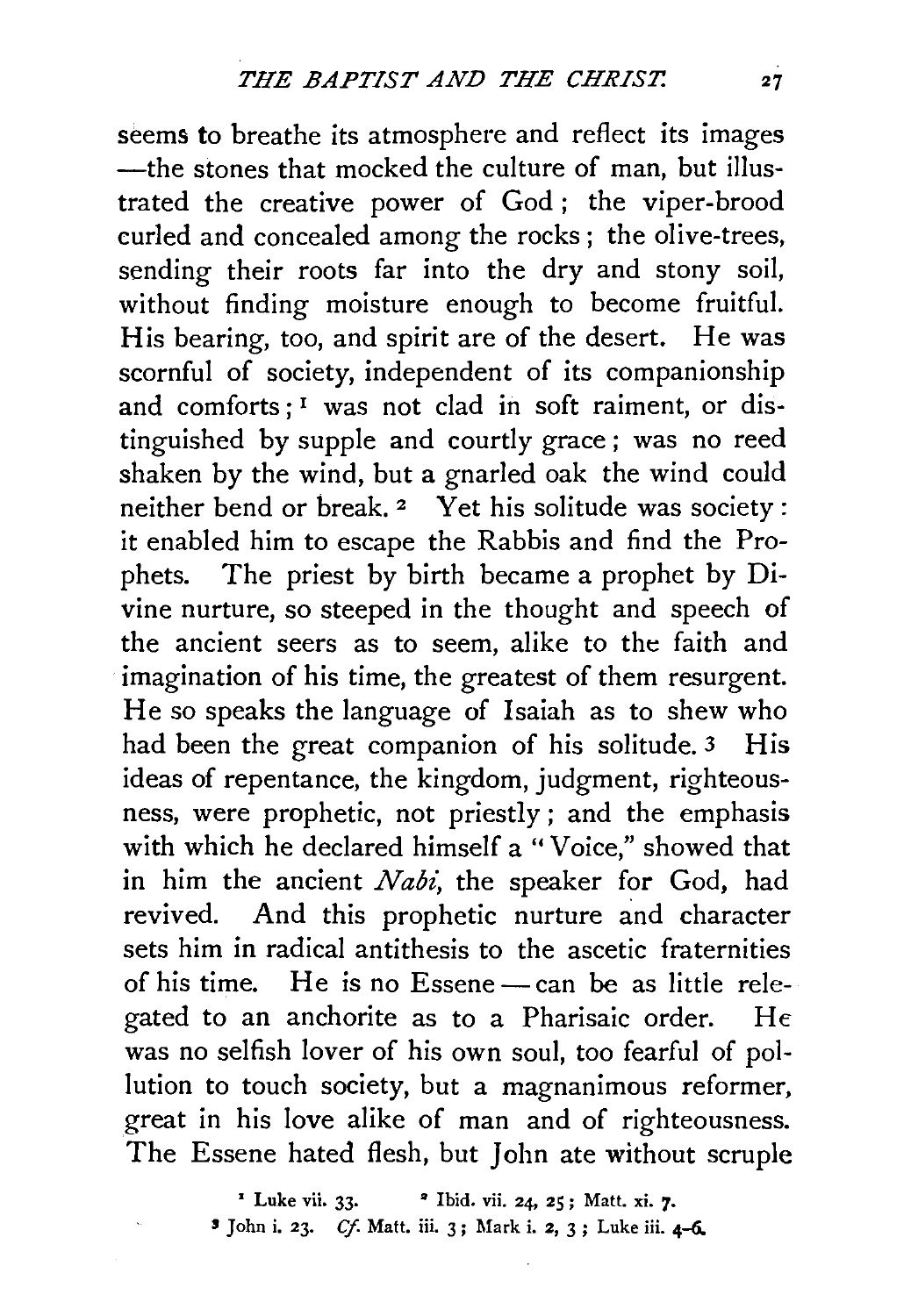seems to breathe its atmosphere and reflect its images —the stones that mocked the culture of man, but illustrated the creative power of God; the viper-brood curled and concealed among the rocks; the olive-trees, sending their roots far into the dry and stony soil, without finding moisture enough to become fruitful. His bearing, too, and spirit are of the desert. He was scornful of society, independent of its companionship and comforts;[1] was not clad in soft raiment, or distinguished by supple and courtly grace; was no reed shaken by the wind, but a gnarled oak the wind could neither bend or break.[2] Yet his solitude was society: it enabled him to escape the Rabbis and find the Prophets. The priest by birth became a prophet by Divine nurture, so steeped in the thought and speech of the ancient seers as to seem, alike to the faith and imagination of his time, the greatest of them resurgent. He so speaks the language of Isaiah as to shew who had been the great companion of his solitude.[3] His ideas of repentance, the kingdom, judgment, righteousness, were prophetic, not priestly; and the emphasis with which he declared himself a "Voice," showed that in him the ancient *Nabi*, the speaker for God, had revived. And this prophetic nurture and character sets him in radical antithesis to the ascetic fraternities of his time. He is no Essene — can be as little relegated to an anchorite as to a Pharisaic order. He was no selfish lover of his own soul, too fearful of pollution to touch society, but a magnanimous reformer, great in his love alike of man and of righteousness. The Essene hated flesh, but John ate without scruple

[1] Luke vii. 33. [2] Ibid. vii. 24, 25; Matt. xi. 7.
[3] John i. 23. *Cf.* Matt. iii. 3; Mark i. 2, 3; Luke iii. 4-6.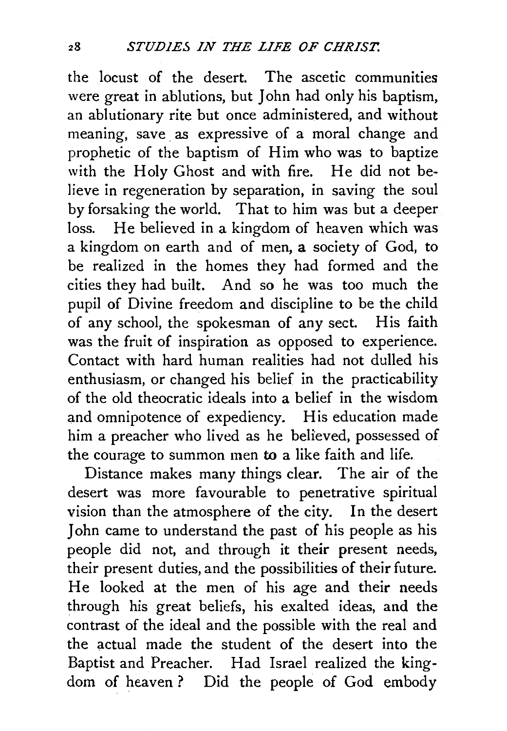the locust of the desert. The ascetic communities were great in ablutions, but John had only his baptism, an ablutionary rite but once administered, and without meaning, save as expressive of a moral change and prophetic of the baptism of Him who was to baptize with the Holy Ghost and with fire. He did not believe in regeneration by separation, in saving the soul by forsaking the world. That to him was but a deeper loss. He believed in a kingdom of heaven which was a kingdom on earth and of men, a society of God, to be realized in the homes they had formed and the cities they had built. And so he was too much the pupil of Divine freedom and discipline to be the child of any school, the spokesman of any sect. His faith was the fruit of inspiration as opposed to experience. Contact with hard human realities had not dulled his enthusiasm, or changed his belief in the practicability of the old theocratic ideals into a belief in the wisdom and omnipotence of expediency. His education made him a preacher who lived as he believed, possessed of the courage to summon men to a like faith and life.

Distance makes many things clear. The air of the desert was more favourable to penetrative spiritual vision than the atmosphere of the city. In the desert John came to understand the past of his people as his people did not, and through it their present needs, their present duties, and the possibilities of their future. He looked at the men of his age and their needs through his great beliefs, his exalted ideas, and the contrast of the ideal and the possible with the real and the actual made the student of the desert into the Baptist and Preacher. Had Israel realized the kingdom of heaven? Did the people of God embody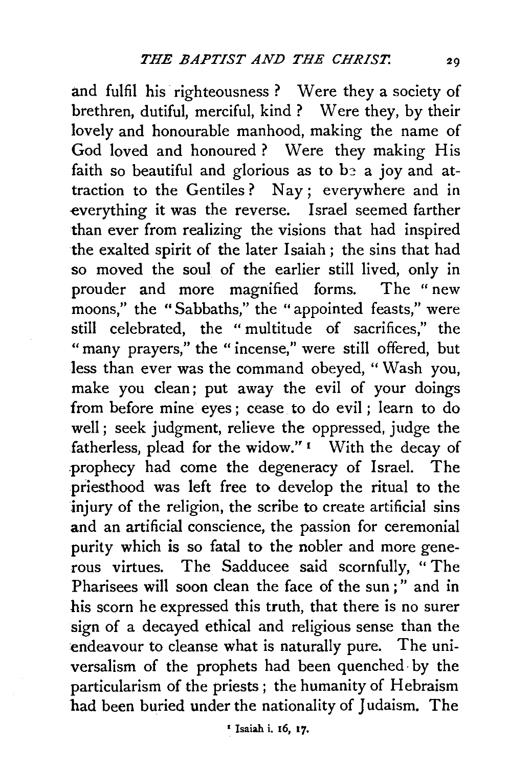and fulfil his righteousness? Were they a society of brethren, dutiful, merciful, kind? Were they, by their lovely and honourable manhood, making the name of God loved and honoured? Were they making His faith so beautiful and glorious as to be a joy and attraction to the Gentiles? Nay; everywhere and in everything it was the reverse. Israel seemed farther than ever from realizing the visions that had inspired the exalted spirit of the later Isaiah; the sins that had so moved the soul of the earlier still lived, only in prouder and more magnified forms. The "new moons," the "Sabbaths," the "appointed feasts," were still celebrated, the "multitude of sacrifices," the "many prayers," the "incense," were still offered, but less than ever was the command obeyed, "Wash you, make you clean; put away the evil of your doings from before mine eyes; cease to do evil; learn to do well; seek judgment, relieve the oppressed, judge the fatherless, plead for the widow."[1] With the decay of prophecy had come the degeneracy of Israel. The priesthood was left free to develop the ritual to the injury of the religion, the scribe to create artificial sins and an artificial conscience, the passion for ceremonial purity which is so fatal to the nobler and more generous virtues. The Sadducee said scornfully, "The Pharisees will soon clean the face of the sun;" and in his scorn he expressed this truth, that there is no surer sign of a decayed ethical and religious sense than the endeavour to cleanse what is naturally pure. The universalism of the prophets had been quenched by the particularism of the priests; the humanity of Hebraism had been buried under the nationality of Judaism. The

[1] Isaiah i. 16, 17.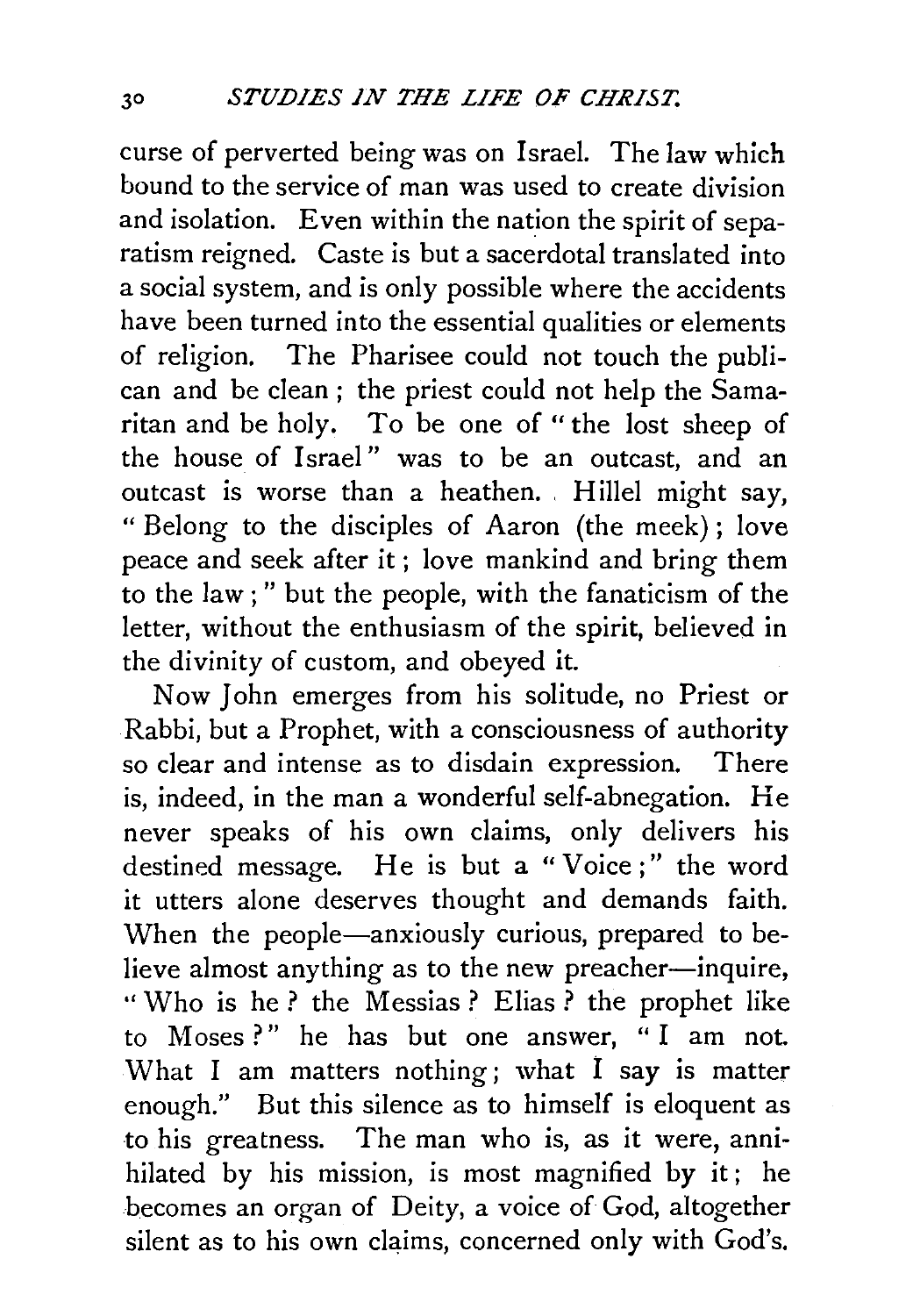curse of perverted being was on Israel. The law which bound to the service of man was used to create division and isolation. Even within the nation the spirit of separatism reigned. Caste is but a sacerdotal translated into a social system, and is only possible where the accidents have been turned into the essential qualities or elements of religion. The Pharisee could not touch the publican and be clean; the priest could not help the Samaritan and be holy. To be one of "the lost sheep of the house of Israel" was to be an outcast, and an outcast is worse than a heathen. Hillel might say, "Belong to the disciples of Aaron (the meek); love peace and seek after it; love mankind and bring them to the law;" but the people, with the fanaticism of the letter, without the enthusiasm of the spirit, believed in the divinity of custom, and obeyed it.

Now John emerges from his solitude, no Priest or Rabbi, but a Prophet, with a consciousness of authority so clear and intense as to disdain expression. There is, indeed, in the man a wonderful self-abnegation. He never speaks of his own claims, only delivers his destined message. He is but a "Voice;" the word it utters alone deserves thought and demands faith. When the people—anxiously curious, prepared to believe almost anything as to the new preacher—inquire, "Who is he? the Messias? Elias? the prophet like to Moses?" he has but one answer, "I am not. What I am matters nothing; what I say is matter enough." But this silence as to himself is eloquent as to his greatness. The man who is, as it were, annihilated by his mission, is most magnified by it; he becomes an organ of Deity, a voice of God, altogether silent as to his own claims, concerned only with God's.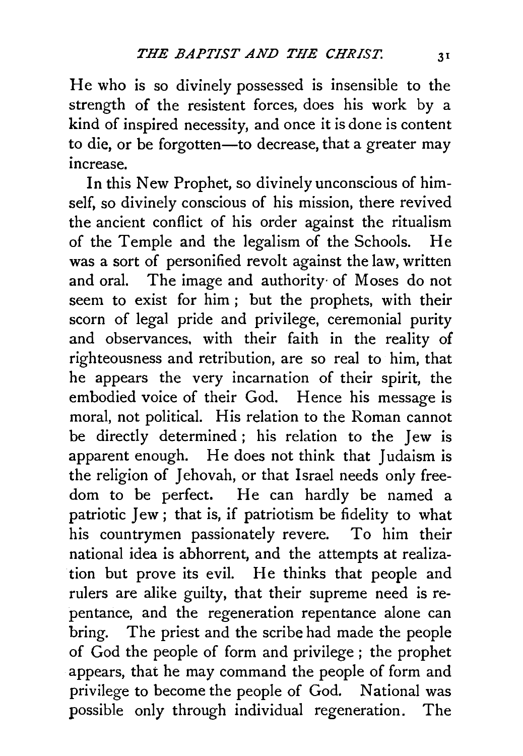He who is so divinely possessed is insensible to the strength of the resistent forces, does his work by a kind of inspired necessity, and once it is done is content to die, or be forgotten—to decrease, that a greater may increase.

In this New Prophet, so divinely unconscious of himself, so divinely conscious of his mission, there revived the ancient conflict of his order against the ritualism of the Temple and the legalism of the Schools. He was a sort of personified revolt against the law, written and oral. The image and authority of Moses do not seem to exist for him; but the prophets, with their scorn of legal pride and privilege, ceremonial purity and observances, with their faith in the reality of righteousness and retribution, are so real to him, that he appears the very incarnation of their spirit, the embodied voice of their God. Hence his message is moral, not political. His relation to the Roman cannot be directly determined; his relation to the Jew is apparent enough. He does not think that Judaism is the religion of Jehovah, or that Israel needs only freedom to be perfect. He can hardly be named a patriotic Jew; that is, if patriotism be fidelity to what his countrymen passionately revere. To him their national idea is abhorrent, and the attempts at realization but prove its evil. He thinks that people and rulers are alike guilty, that their supreme need is repentance, and the regeneration repentance alone can bring. The priest and the scribe had made the people of God the people of form and privilege; the prophet appears, that he may command the people of form and privilege to become the people of God. National was possible only through individual regeneration. The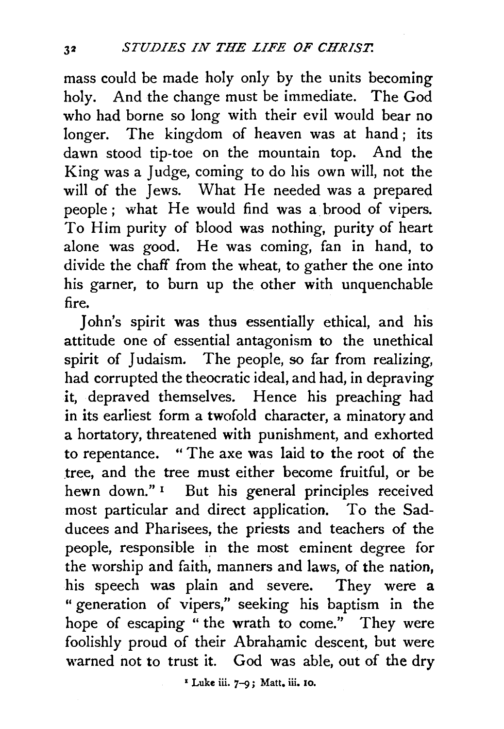mass could be made holy only by the units becoming holy. And the change must be immediate. The God who had borne so long with their evil would bear no longer. The kingdom of heaven was at hand; its dawn stood tip-toe on the mountain top. And the King was a Judge, coming to do his own will, not the will of the Jews. What He needed was a prepared people; what He would find was a brood of vipers. To Him purity of blood was nothing, purity of heart alone was good. He was coming, fan in hand, to divide the chaff from the wheat, to gather the one into his garner, to burn up the other with unquenchable fire.

John's spirit was thus essentially ethical, and his attitude one of essential antagonism to the unethical spirit of Judaism. The people, so far from realizing, had corrupted the theocratic ideal, and had, in depraving it, depraved themselves. Hence his preaching had in its earliest form a twofold character, a minatory and a hortatory, threatened with punishment, and exhorted to repentance. "The axe was laid to the root of the tree, and the tree must either become fruitful, or be hewn down."[1] But his general principles received most particular and direct application. To the Sadducees and Pharisees, the priests and teachers of the people, responsible in the most eminent degree for the worship and faith, manners and laws, of the nation, his speech was plain and severe. They were a "generation of vipers," seeking his baptism in the hope of escaping "the wrath to come." They were foolishly proud of their Abrahamic descent, but were warned not to trust it. God was able, out of the dry

[1] Luke iii. 7–9; Matt. iii. 10.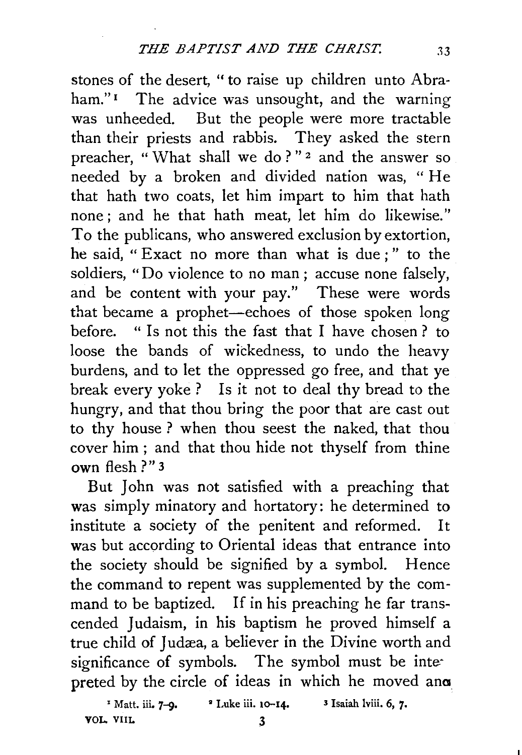stones of the desert, "to raise up children unto Abraham."[1] The advice was unsought, and the warning was unheeded. But the people were more tractable than their priests and rabbis. They asked the stern preacher, "What shall we do?"[2] and the answer so needed by a broken and divided nation was, "He that hath two coats, let him impart to him that hath none; and he that hath meat, let him do likewise." To the publicans, who answered exclusion by extortion, he said, "Exact no more than what is due;" to the soldiers, "Do violence to no man; accuse none falsely, and be content with your pay." These were words that became a prophet—echoes of those spoken long before. "Is not this the fast that I have chosen? to loose the bands of wickedness, to undo the heavy burdens, and to let the oppressed go free, and that ye break every yoke? Is it not to deal thy bread to the hungry, and that thou bring the poor that are cast out to thy house? when thou seest the naked, that thou cover him; and that thou hide not thyself from thine own flesh?"[3]

But John was not satisfied with a preaching that was simply minatory and hortatory: he determined to institute a society of the penitent and reformed. It was but according to Oriental ideas that entrance into the society should be signified by a symbol. Hence the command to repent was supplemented by the command to be baptized. If in his preaching he far transcended Judaism, in his baptism he proved himself a true child of Judæa, a believer in the Divine worth and significance of symbols. The symbol must be interpreted by the circle of ideas in which he moved and

[1] Matt. iii. 7–9. [2] Luke iii. 10–14. [3] Isaiah lviii. 6, 7.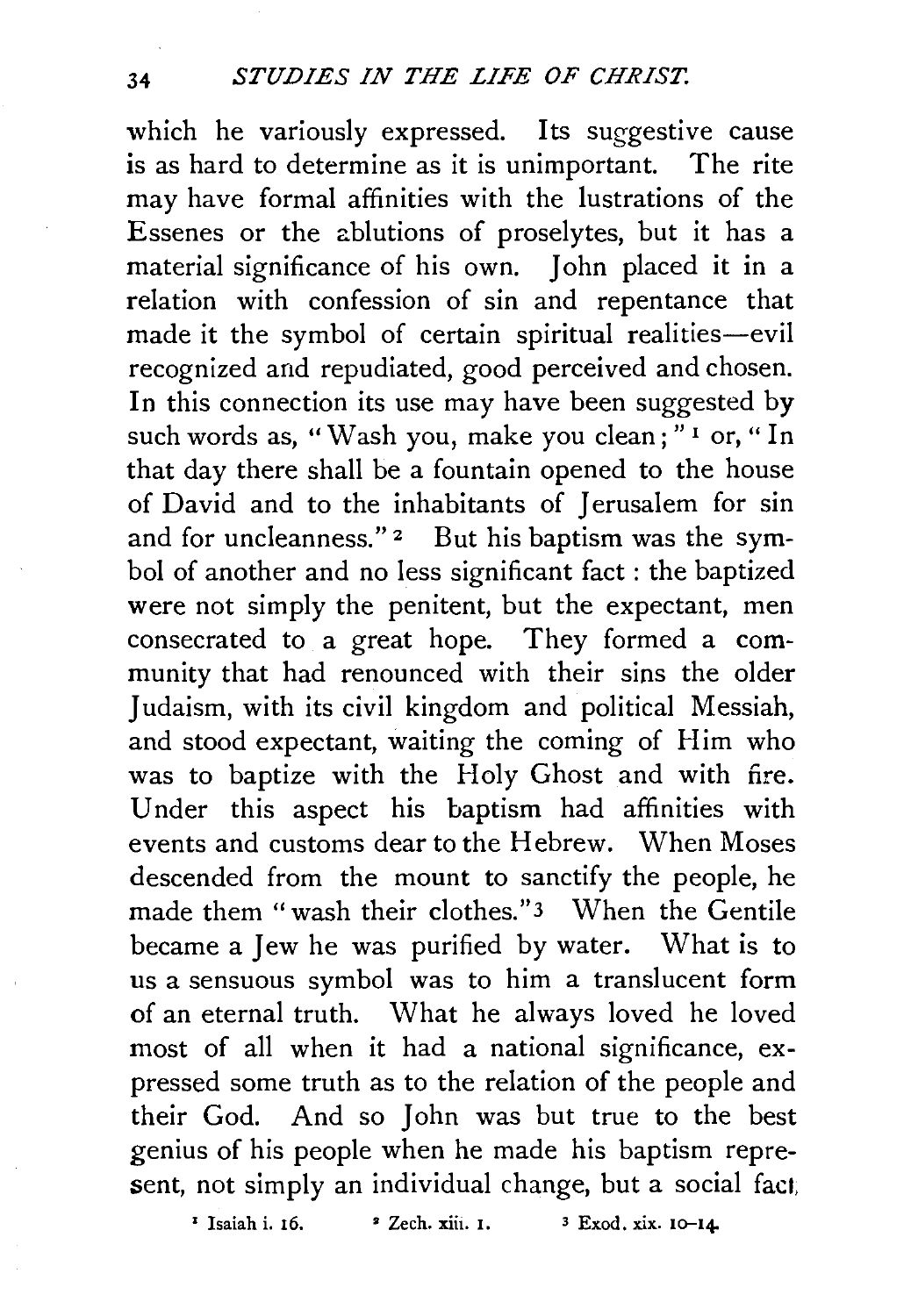which he variously expressed. Its suggestive cause is as hard to determine as it is unimportant. The rite may have formal affinities with the lustrations of the Essenes or the ablutions of proselytes, but it has a material significance of his own. John placed it in a relation with confession of sin and repentance that made it the symbol of certain spiritual realities—evil recognized and repudiated, good perceived and chosen. In this connection its use may have been suggested by such words as, "Wash you, make you clean;" [1] or, "In that day there shall be a fountain opened to the house of David and to the inhabitants of Jerusalem for sin and for uncleanness." [2] But his baptism was the symbol of another and no less significant fact: the baptized were not simply the penitent, but the expectant, men consecrated to a great hope. They formed a community that had renounced with their sins the older Judaism, with its civil kingdom and political Messiah, and stood expectant, waiting the coming of Him who was to baptize with the Holy Ghost and with fire. Under this aspect his baptism had affinities with events and customs dear to the Hebrew. When Moses descended from the mount to sanctify the people, he made them "wash their clothes." [3] When the Gentile became a Jew he was purified by water. What is to us a sensuous symbol was to him a translucent form of an eternal truth. What he always loved he loved most of all when it had a national significance, expressed some truth as to the relation of the people and their God. And so John was but true to the best genius of his people when he made his baptism represent, not simply an individual change, but a social fact,

[1] Isaiah i. 16. [2] Zech. xiii. 1. [3] Exod. xix. 10–14.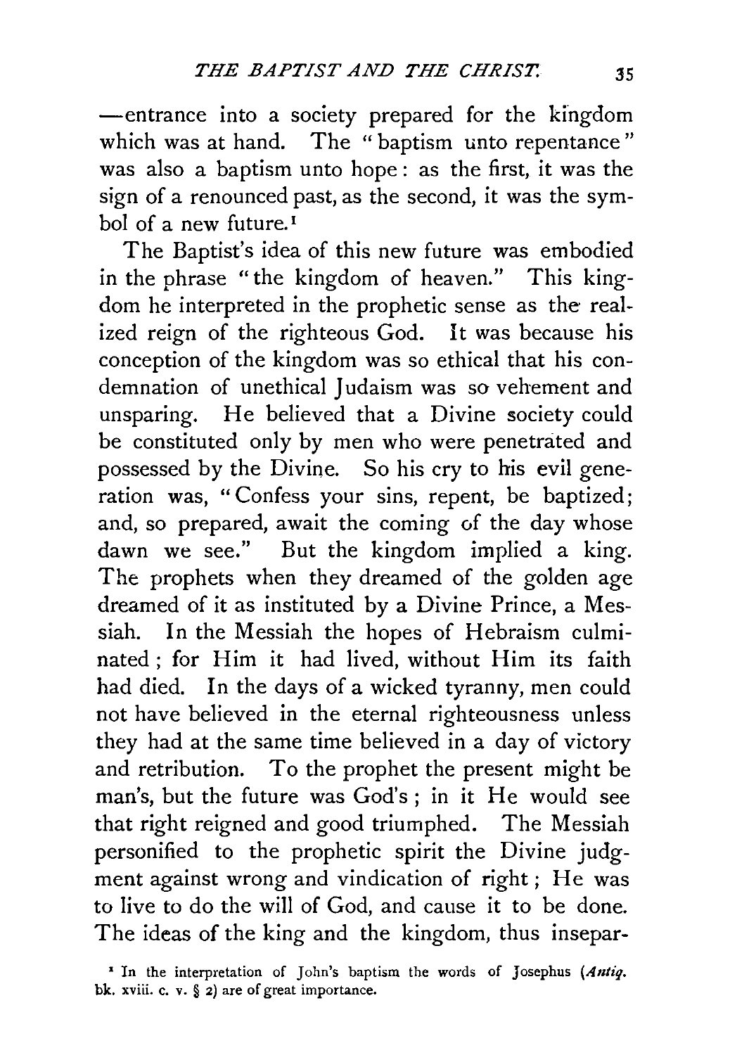—entrance into a society prepared for the kingdom which was at hand. The "baptism unto repentance" was also a baptism unto hope: as the first, it was the sign of a renounced past, as the second, it was the symbol of a new future.[1]

The Baptist's idea of this new future was embodied in the phrase "the kingdom of heaven." This kingdom he interpreted in the prophetic sense as the realized reign of the righteous God. It was because his conception of the kingdom was so ethical that his condemnation of unethical Judaism was so vehement and unsparing. He believed that a Divine society could be constituted only by men who were penetrated and possessed by the Divine. So his cry to his evil generation was, "Confess your sins, repent, be baptized; and, so prepared, await the coming of the day whose dawn we see." But the kingdom implied a king. The prophets when they dreamed of the golden age dreamed of it as instituted by a Divine Prince, a Messiah. In the Messiah the hopes of Hebraism culminated; for Him it had lived, without Him its faith had died. In the days of a wicked tyranny, men could not have believed in the eternal righteousness unless they had at the same time believed in a day of victory and retribution. To the prophet the present might be man's, but the future was God's; in it He would see that right reigned and good triumphed. The Messiah personified to the prophetic spirit the Divine judgment against wrong and vindication of right; He was to live to do the will of God, and cause it to be done. The ideas of the king and the kingdom, thus insepar-

[1] In the interpretation of John's baptism the words of Josephus (*Antiq.* bk. xviii. c. v. § 2) are of great importance.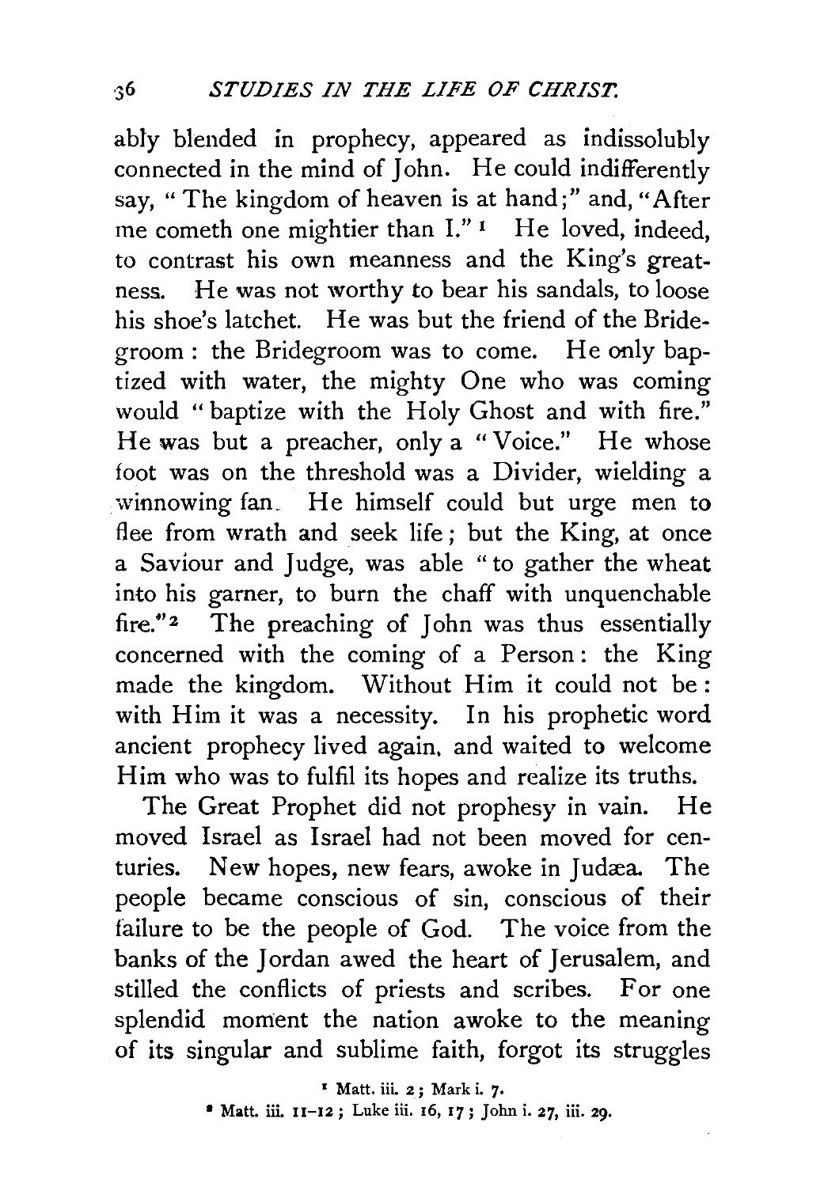ably blended in prophecy, appeared as indissolubly connected in the mind of John. He could indifferently say, "The kingdom of heaven is at hand;" and, "After me cometh one mightier than I." [1] He loved, indeed, to contrast his own meanness and the King's greatness. He was not worthy to bear his sandals, to loose his shoe's latchet. He was but the friend of the Bridegroom: the Bridegroom was to come. He only baptized with water, the mighty One who was coming would "baptize with the Holy Ghost and with fire." He was but a preacher, only a "Voice." He whose foot was on the threshold was a Divider, wielding a winnowing fan. He himself could but urge men to flee from wrath and seek life; but the King, at once a Saviour and Judge, was able "to gather the wheat into his garner, to burn the chaff with unquenchable fire." [2] The preaching of John was thus essentially concerned with the coming of a Person: the King made the kingdom. Without Him it could not be: with Him it was a necessity. In his prophetic word ancient prophecy lived again, and waited to welcome Him who was to fulfil its hopes and realize its truths.

The Great Prophet did not prophesy in vain. He moved Israel as Israel had not been moved for centuries. New hopes, new fears, awoke in Judæa. The people became conscious of sin, conscious of their failure to be the people of God. The voice from the banks of the Jordan awed the heart of Jerusalem, and stilled the conflicts of priests and scribes. For one splendid moment the nation awoke to the meaning of its singular and sublime faith, forgot its struggles

[1] Matt. iii. 2; Mark i. 7.

[2] Matt. iii. 11–12; Luke iii. 16, 17; John i. 27, iii. 29.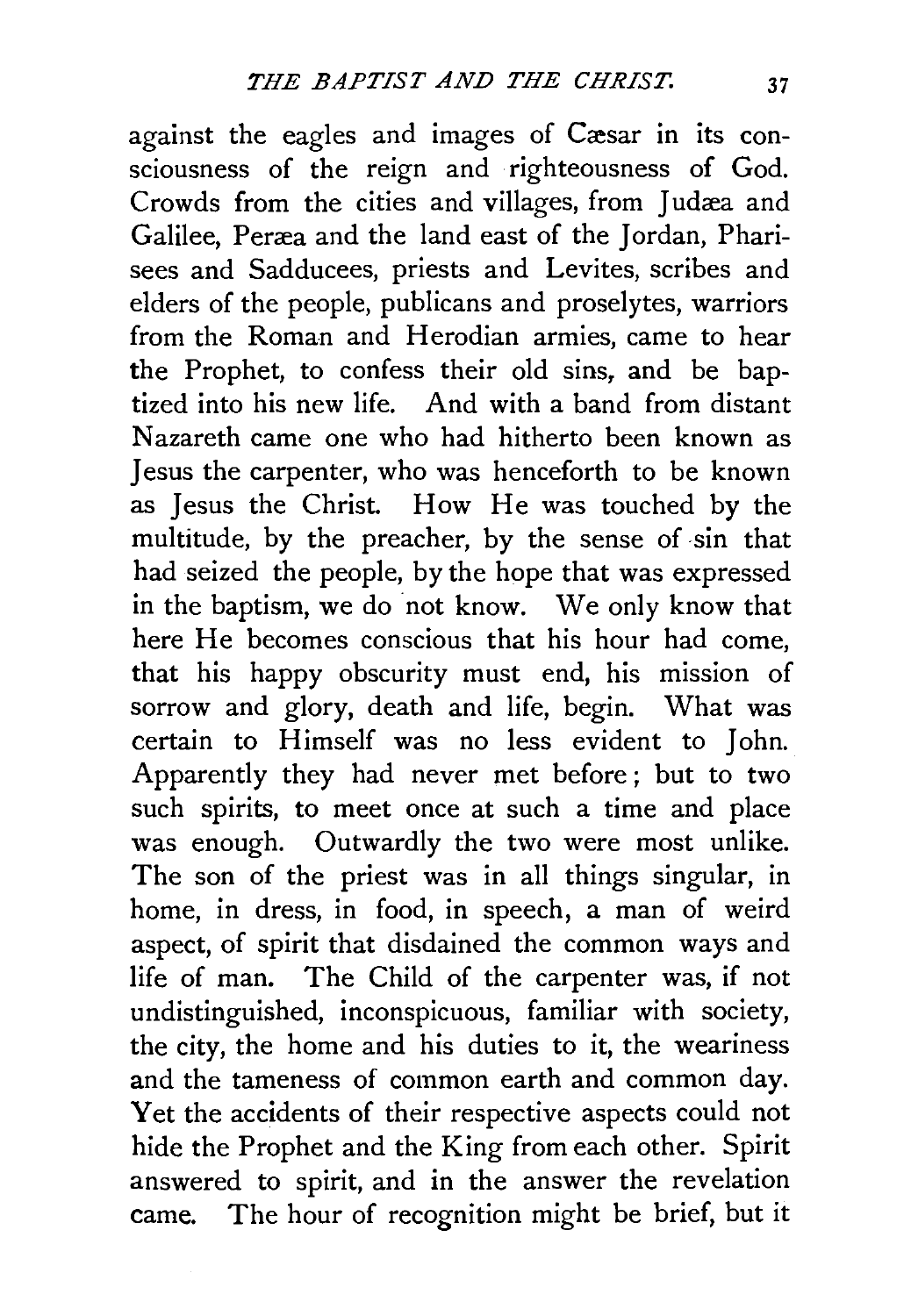against the eagles and images of Cæsar in its consciousness of the reign and righteousness of God. Crowds from the cities and villages, from Judæa and Galilee, Peræa and the land east of the Jordan, Pharisees and Sadducees, priests and Levites, scribes and elders of the people, publicans and proselytes, warriors from the Roman and Herodian armies, came to hear the Prophet, to confess their old sins, and be baptized into his new life. And with a band from distant Nazareth came one who had hitherto been known as Jesus the carpenter, who was henceforth to be known as Jesus the Christ. How He was touched by the multitude, by the preacher, by the sense of sin that had seized the people, by the hope that was expressed in the baptism, we do not know. We only know that here He becomes conscious that his hour had come, that his happy obscurity must end, his mission of sorrow and glory, death and life, begin. What was certain to Himself was no less evident to John. Apparently they had never met before; but to two such spirits, to meet once at such a time and place was enough. Outwardly the two were most unlike. The son of the priest was in all things singular, in home, in dress, in food, in speech, a man of weird aspect, of spirit that disdained the common ways and life of man. The Child of the carpenter was, if not undistinguished, inconspicuous, familiar with society, the city, the home and his duties to it, the weariness and the tameness of common earth and common day. Yet the accidents of their respective aspects could not hide the Prophet and the King from each other. Spirit answered to spirit, and in the answer the revelation came. The hour of recognition might be brief, but it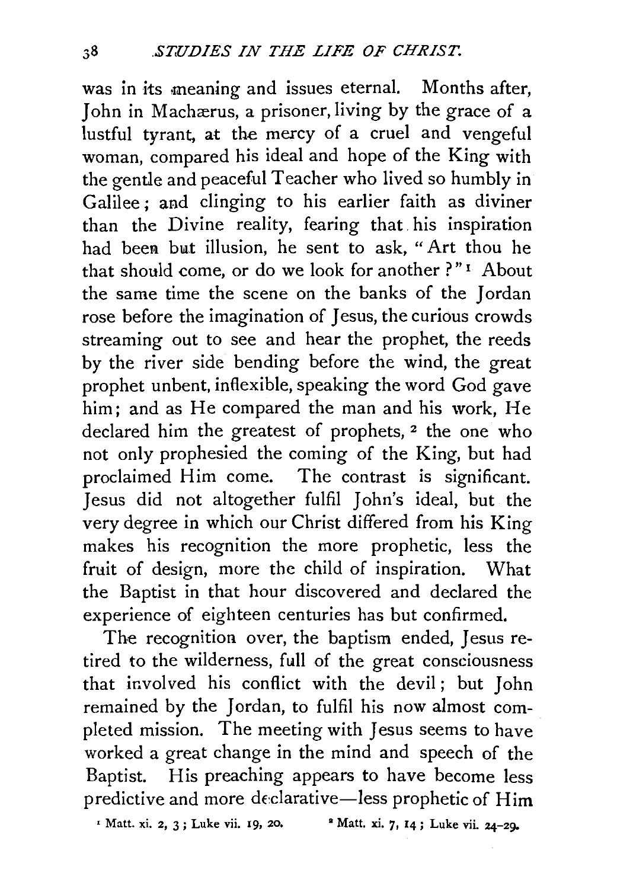was in its meaning and issues eternal. Months after, John in Machærus, a prisoner, living by the grace of a lustful tyrant, at the mercy of a cruel and vengeful woman, compared his ideal and hope of the King with the gentle and peaceful Teacher who lived so humbly in Galilee; and clinging to his earlier faith as diviner than the Divine reality, fearing that his inspiration had been but illusion, he sent to ask, "Art thou he that should come, or do we look for another?"[1] About the same time the scene on the banks of the Jordan rose before the imagination of Jesus, the curious crowds streaming out to see and hear the prophet, the reeds by the river side bending before the wind, the great prophet unbent, inflexible, speaking the word God gave him; and as He compared the man and his work, He declared him the greatest of prophets,[2] the one who not only prophesied the coming of the King, but had proclaimed Him come. The contrast is significant. Jesus did not altogether fulfil John's ideal, but the very degree in which our Christ differed from his King makes his recognition the more prophetic, less the fruit of design, more the child of inspiration. What the Baptist in that hour discovered and declared the experience of eighteen centuries has but confirmed.

The recognition over, the baptism ended, Jesus retired to the wilderness, full of the great consciousness that involved his conflict with the devil; but John remained by the Jordan, to fulfil his now almost completed mission. The meeting with Jesus seems to have worked a great change in the mind and speech of the Baptist. His preaching appears to have become less predictive and more declarative—less prophetic of Him

[1] Matt. xi. 2, 3; Luke vii. 19, 20. [2] Matt. xi. 7, 14; Luke vii. 24–29.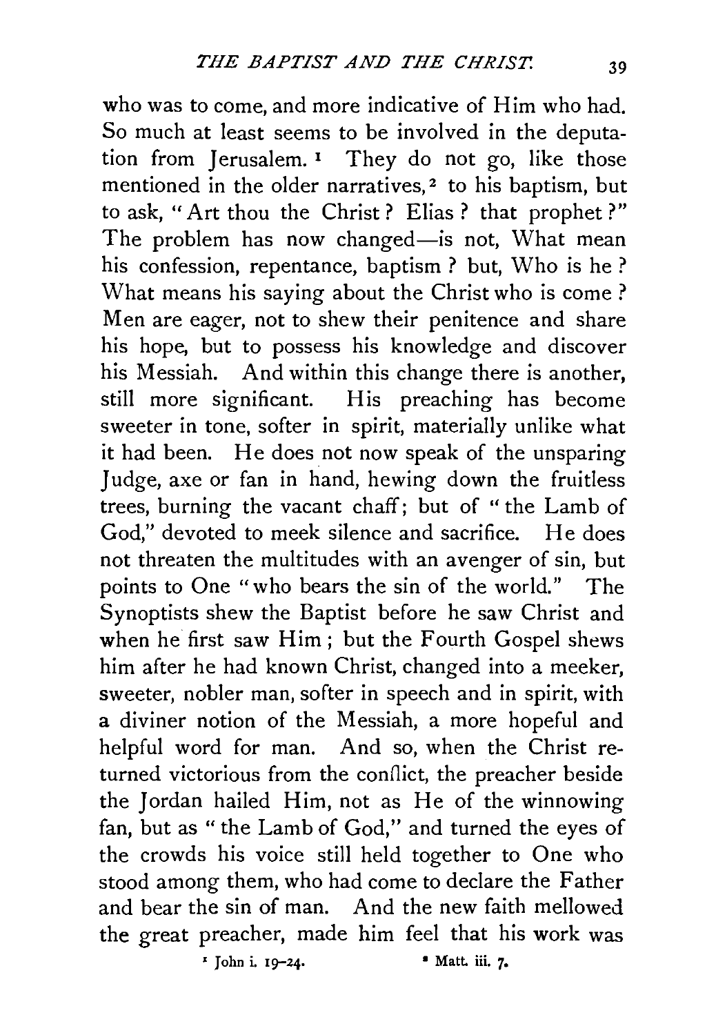who was to come, and more indicative of Him who had. So much at least seems to be involved in the deputation from Jerusalem.[1] They do not go, like those mentioned in the older narratives,[2] to his baptism, but to ask, "Art thou the Christ? Elias? that prophet?" The problem has now changed—is not, What mean his confession, repentance, baptism? but, Who is he? What means his saying about the Christ who is come? Men are eager, not to shew their penitence and share his hope, but to possess his knowledge and discover his Messiah. And within this change there is another, still more significant. His preaching has become sweeter in tone, softer in spirit, materially unlike what it had been. He does not now speak of the unsparing Judge, axe or fan in hand, hewing down the fruitless trees, burning the vacant chaff; but of "the Lamb of God," devoted to meek silence and sacrifice. He does not threaten the multitudes with an avenger of sin, but points to One "who bears the sin of the world." The Synoptists shew the Baptist before he saw Christ and when he first saw Him; but the Fourth Gospel shews him after he had known Christ, changed into a meeker, sweeter, nobler man, softer in speech and in spirit, with a diviner notion of the Messiah, a more hopeful and helpful word for man. And so, when the Christ returned victorious from the conflict, the preacher beside the Jordan hailed Him, not as He of the winnowing fan, but as "the Lamb of God," and turned the eyes of the crowds his voice still held together to One who stood among them, who had come to declare the Father and bear the sin of man. And the new faith mellowed the great preacher, made him feel that his work was

[1] John i. 19–24.

[2] Matt. iii. 7.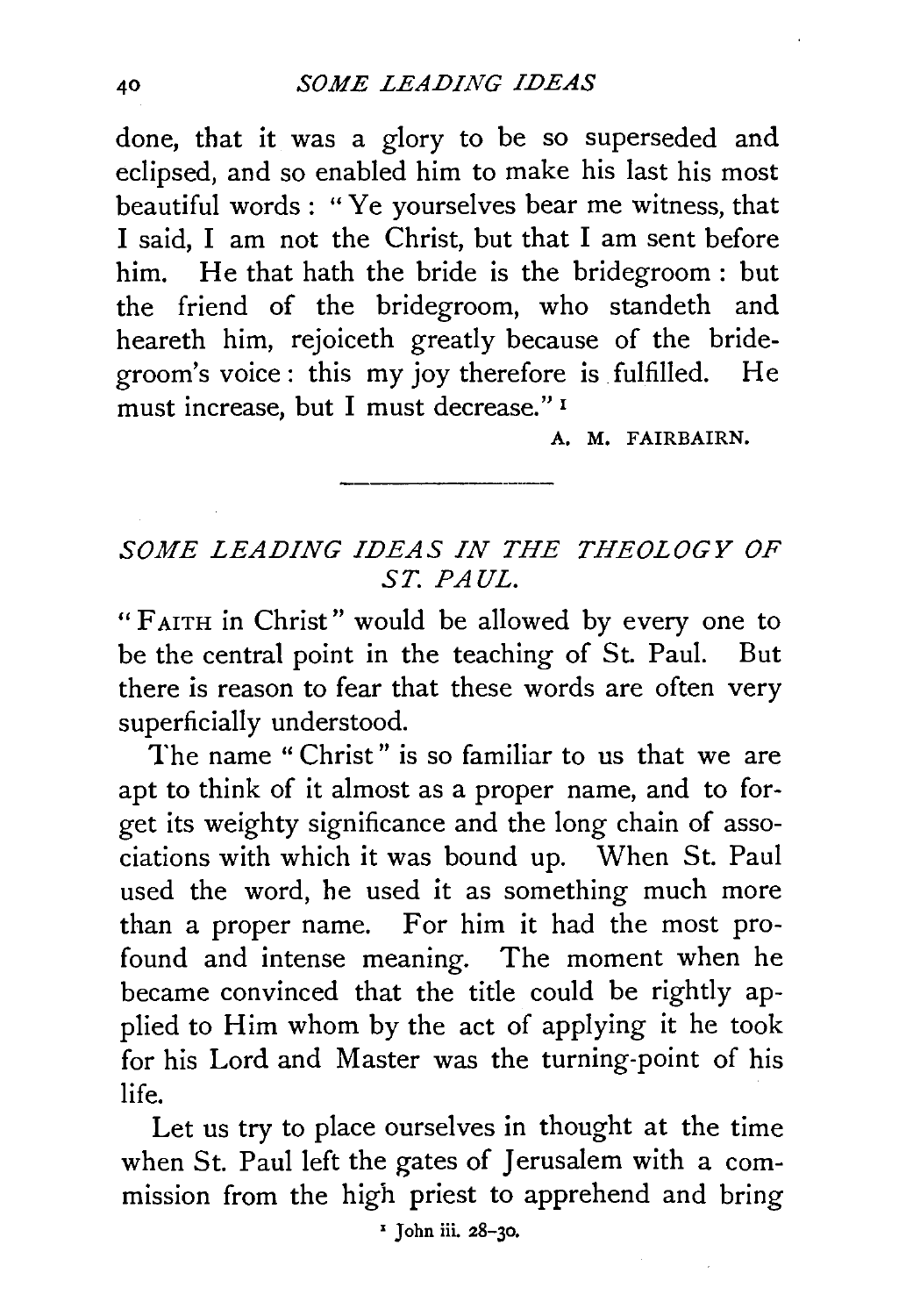done, that it was a glory to be so superseded and eclipsed, and so enabled him to make his last his most beautiful words: "Ye yourselves bear me witness, that I said, I am not the Christ, but that I am sent before him. He that hath the bride is the bridegroom: but the friend of the bridegroom, who standeth and heareth him, rejoiceth greatly because of the bridegroom's voice: this my joy therefore is fulfilled. He must increase, but I must decrease."[1]

A. M. FAIRBAIRN.

---

## *SOME LEADING IDEAS IN THE THEOLOGY OF ST. PAUL.*

"FAITH in Christ" would be allowed by every one to be the central point in the teaching of St. Paul. But there is reason to fear that these words are often very superficially understood.

The name "Christ" is so familiar to us that we are apt to think of it almost as a proper name, and to forget its weighty significance and the long chain of associations with which it was bound up. When St. Paul used the word, he used it as something much more than a proper name. For him it had the most profound and intense meaning. The moment when he became convinced that the title could be rightly applied to Him whom by the act of applying it he took for his Lord and Master was the turning-point of his life.

Let us try to place ourselves in thought at the time when St. Paul left the gates of Jerusalem with a commission from the high priest to apprehend and bring

[1] John iii. 28–30.